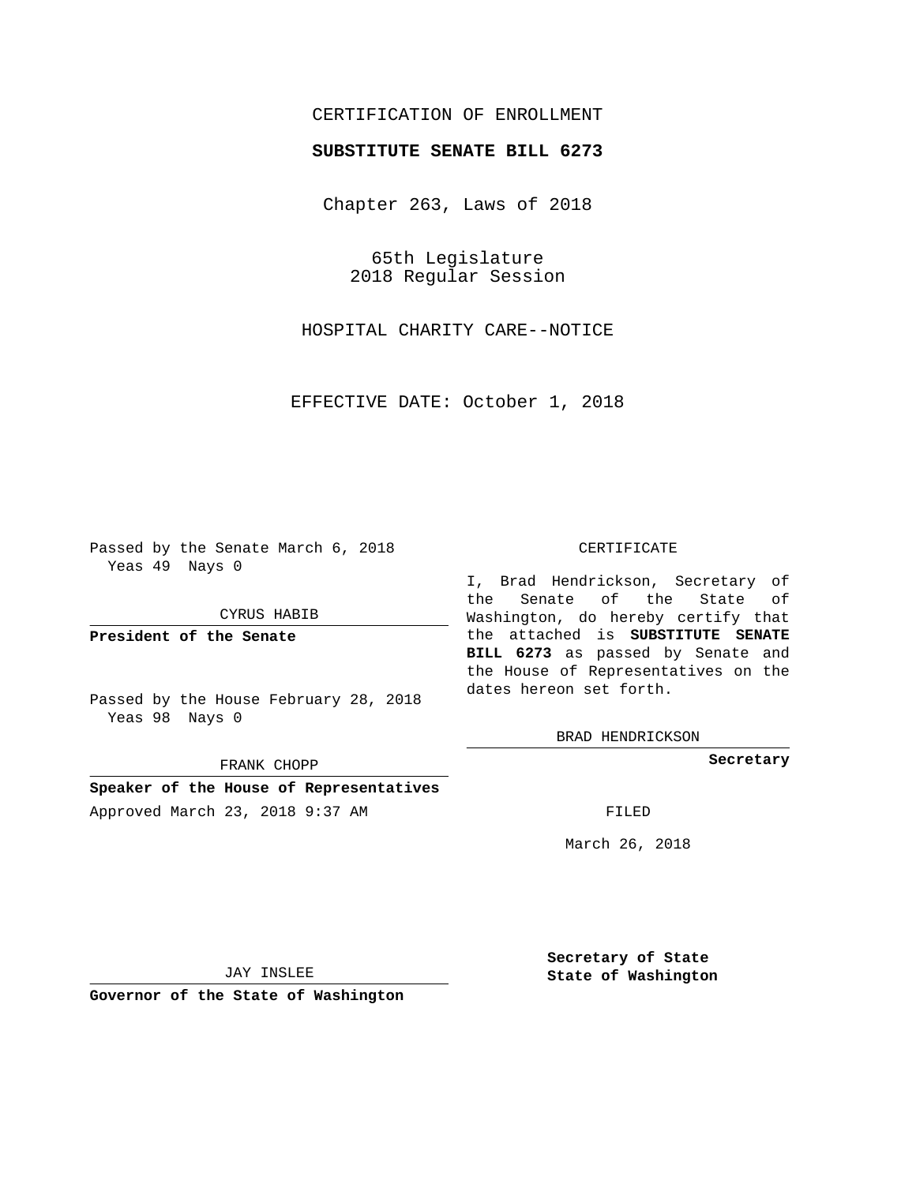CERTIFICATION OF ENROLLMENT

**SUBSTITUTE SENATE BILL 6273**

Chapter 263, Laws of 2018

65th Legislature
2018 Regular Session

HOSPITAL CHARITY CARE--NOTICE

EFFECTIVE DATE: October 1, 2018

Passed by the Senate March 6, 2018
Yeas 49 Nays 0

CYRUS HABIB

**President of the Senate**

Passed by the House February 28, 2018
Yeas 98 Nays 0

FRANK CHOPP

**Speaker of the House of Representatives**

CERTIFICATE

I, Brad Hendrickson, Secretary of the Senate of the State of Washington, do hereby certify that the attached is **SUBSTITUTE SENATE BILL 6273** as passed by Senate and the House of Representatives on the dates hereon set forth.

BRAD HENDRICKSON

**Secretary**

Approved March 23, 2018 9:37 AM

FILED

March 26, 2018

JAY INSLEE

**Governor of the State of Washington**

**Secretary of State**
**State of Washington**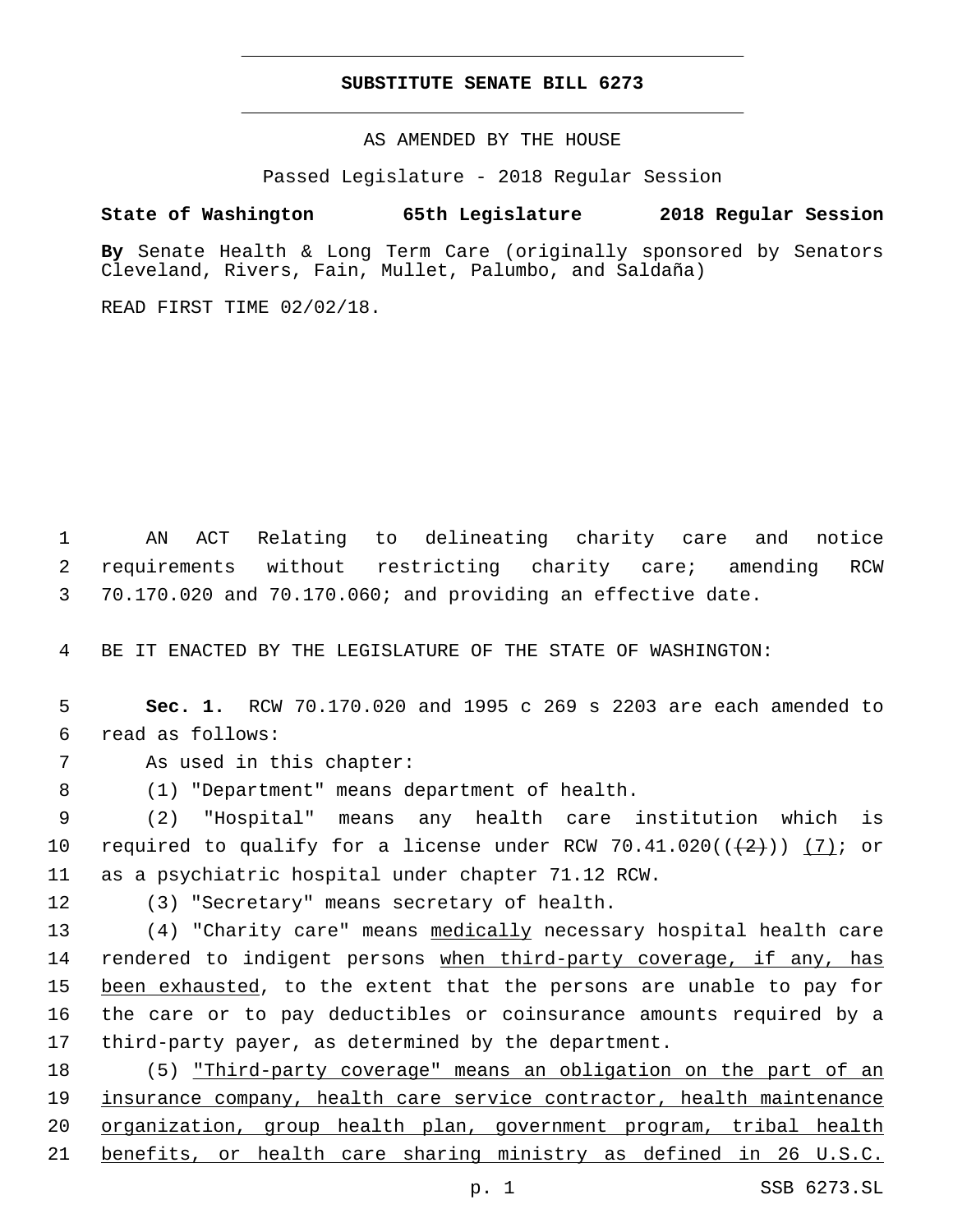# SUBSTITUTE SENATE BILL 6273

AS AMENDED BY THE HOUSE

Passed Legislature - 2018 Regular Session

**State of Washington 65th Legislature 2018 Regular Session**

**By** Senate Health & Long Term Care (originally sponsored by Senators Cleveland, Rivers, Fain, Mullet, Palumbo, and Saldaña)

READ FIRST TIME 02/02/18.

AN ACT Relating to delineating charity care and notice requirements without restricting charity care; amending RCW 70.170.020 and 70.170.060; and providing an effective date.

BE IT ENACTED BY THE LEGISLATURE OF THE STATE OF WASHINGTON:

**Sec. 1.** RCW 70.170.020 and 1995 c 269 s 2203 are each amended to read as follows:

As used in this chapter:

(1) "Department" means department of health.

(2) "Hospital" means any health care institution which is required to qualify for a license under RCW 70.41.020((~~(2)~~)) <u>(7)</u>; or as a psychiatric hospital under chapter 71.12 RCW.

(3) "Secretary" means secretary of health.

(4) "Charity care" means <u>medically</u> necessary hospital health care rendered to indigent persons <u>when third-party coverage, if any, has been exhausted</u>, to the extent that the persons are unable to pay for the care or to pay deductibles or coinsurance amounts required by a third-party payer, as determined by the department.

(5) <u>"Third-party coverage" means an obligation on the part of an insurance company, health care service contractor, health maintenance organization, group health plan, government program, tribal health benefits, or health care sharing ministry as defined in 26 U.S.C.</u>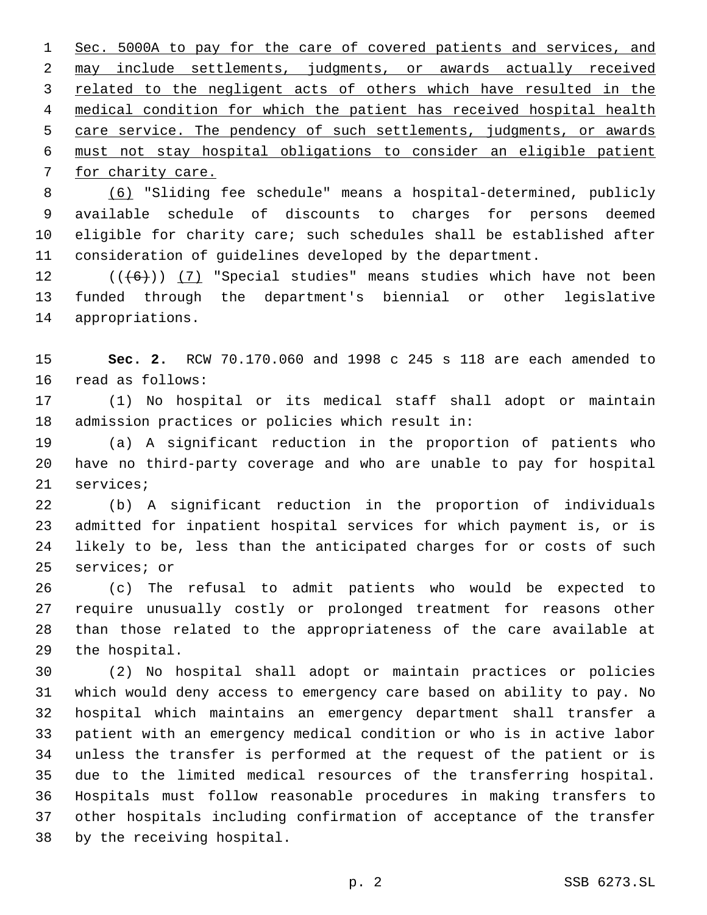Sec. 5000A to pay for the care of covered patients and services, and may include settlements, judgments, or awards actually received related to the negligent acts of others which have resulted in the medical condition for which the patient has received hospital health care service. The pendency of such settlements, judgments, or awards must not stay hospital obligations to consider an eligible patient for charity care.

(6) "Sliding fee schedule" means a hospital-determined, publicly available schedule of discounts to charges for persons deemed eligible for charity care; such schedules shall be established after consideration of guidelines developed by the department.

(((6))) (7) "Special studies" means studies which have not been funded through the department's biennial or other legislative appropriations.

**Sec. 2.** RCW 70.170.060 and 1998 c 245 s 118 are each amended to read as follows:

(1) No hospital or its medical staff shall adopt or maintain admission practices or policies which result in:

(a) A significant reduction in the proportion of patients who have no third-party coverage and who are unable to pay for hospital services;

(b) A significant reduction in the proportion of individuals admitted for inpatient hospital services for which payment is, or is likely to be, less than the anticipated charges for or costs of such services; or

(c) The refusal to admit patients who would be expected to require unusually costly or prolonged treatment for reasons other than those related to the appropriateness of the care available at the hospital.

(2) No hospital shall adopt or maintain practices or policies which would deny access to emergency care based on ability to pay. No hospital which maintains an emergency department shall transfer a patient with an emergency medical condition or who is in active labor unless the transfer is performed at the request of the patient or is due to the limited medical resources of the transferring hospital. Hospitals must follow reasonable procedures in making transfers to other hospitals including confirmation of acceptance of the transfer by the receiving hospital.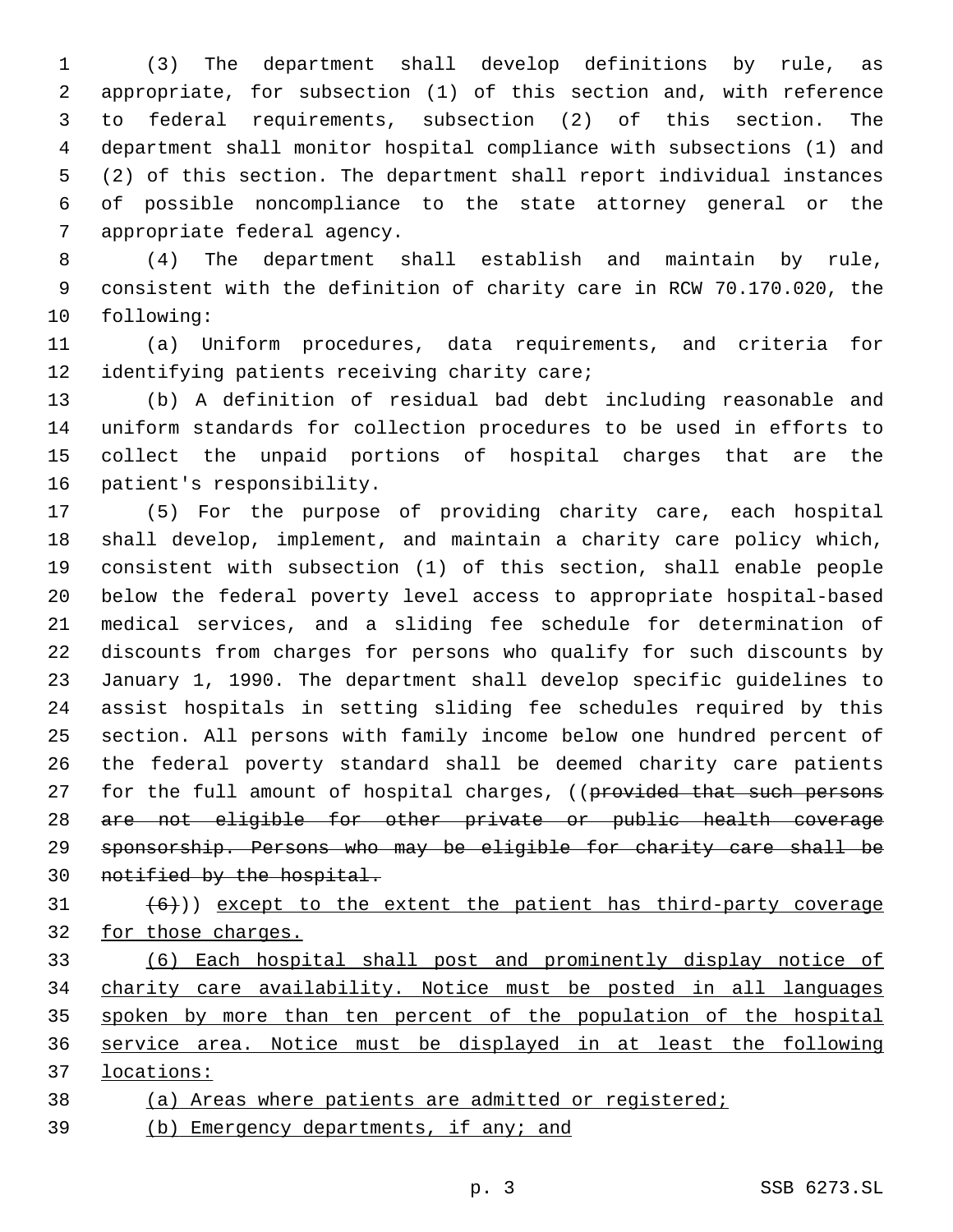(3) The department shall develop definitions by rule, as appropriate, for subsection (1) of this section and, with reference to federal requirements, subsection (2) of this section. The department shall monitor hospital compliance with subsections (1) and (2) of this section. The department shall report individual instances of possible noncompliance to the state attorney general or the appropriate federal agency.

(4) The department shall establish and maintain by rule, consistent with the definition of charity care in RCW 70.170.020, the following:

(a) Uniform procedures, data requirements, and criteria for identifying patients receiving charity care;

(b) A definition of residual bad debt including reasonable and uniform standards for collection procedures to be used in efforts to collect the unpaid portions of hospital charges that are the patient's responsibility.

(5) For the purpose of providing charity care, each hospital shall develop, implement, and maintain a charity care policy which, consistent with subsection (1) of this section, shall enable people below the federal poverty level access to appropriate hospital-based medical services, and a sliding fee schedule for determination of discounts from charges for persons who qualify for such discounts by January 1, 1990. The department shall develop specific guidelines to assist hospitals in setting sliding fee schedules required by this section. All persons with family income below one hundred percent of the federal poverty standard shall be deemed charity care patients for the full amount of hospital charges, ((~~provided that such persons are not eligible for other private or public health coverage sponsorship. Persons who may be eligible for charity care shall be notified by the hospital.~~

~~(6)~~)) except to the extent the patient has third-party coverage for those charges.

(6) Each hospital shall post and prominently display notice of charity care availability. Notice must be posted in all languages spoken by more than ten percent of the population of the hospital service area. Notice must be displayed in at least the following locations:

(a) Areas where patients are admitted or registered;

(b) Emergency departments, if any; and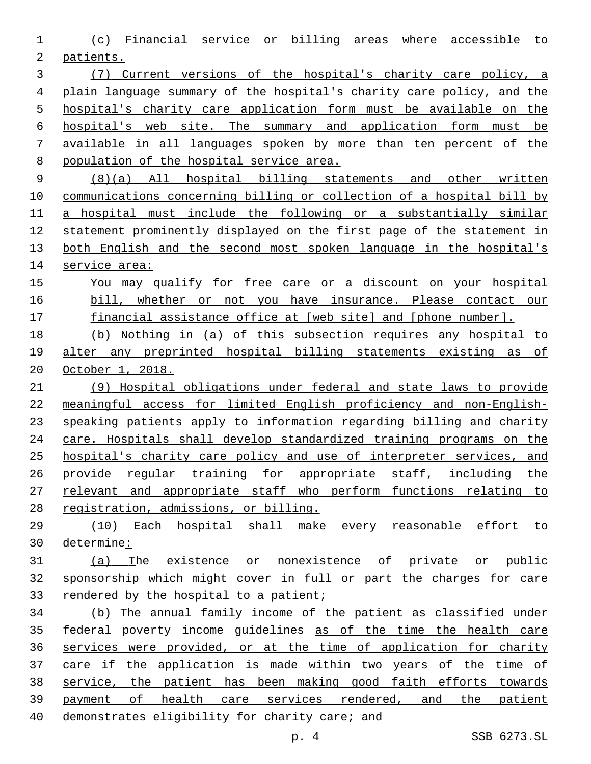(c) Financial service or billing areas where accessible to patients.

(7) Current versions of the hospital's charity care policy, a plain language summary of the hospital's charity care policy, and the hospital's charity care application form must be available on the hospital's web site. The summary and application form must be available in all languages spoken by more than ten percent of the population of the hospital service area.

(8)(a) All hospital billing statements and other written communications concerning billing or collection of a hospital bill by a hospital must include the following or a substantially similar statement prominently displayed on the first page of the statement in both English and the second most spoken language in the hospital's service area:

> You may qualify for free care or a discount on your hospital bill, whether or not you have insurance. Please contact our financial assistance office at [web site] and [phone number].

(b) Nothing in (a) of this subsection requires any hospital to alter any preprinted hospital billing statements existing as of October 1, 2018.

(9) Hospital obligations under federal and state laws to provide meaningful access for limited English proficiency and non-English-speaking patients apply to information regarding billing and charity care. Hospitals shall develop standardized training programs on the hospital's charity care policy and use of interpreter services, and provide regular training for appropriate staff, including the relevant and appropriate staff who perform functions relating to registration, admissions, or billing.

(10) Each hospital shall make every reasonable effort to determine:

(a) The existence or nonexistence of private or public sponsorship which might cover in full or part the charges for care rendered by the hospital to a patient;

(b) The annual family income of the patient as classified under federal poverty income guidelines as of the time the health care services were provided, or at the time of application for charity care if the application is made within two years of the time of service, the patient has been making good faith efforts towards payment of health care services rendered, and the patient demonstrates eligibility for charity care; and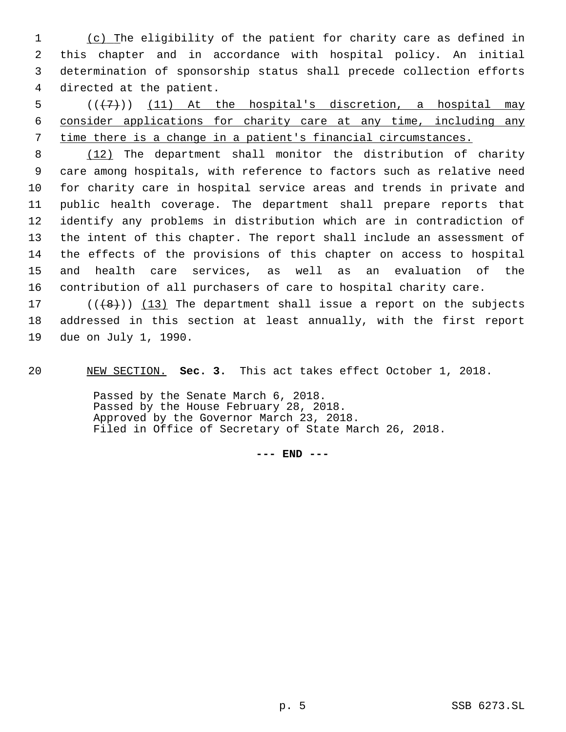(c) The eligibility of the patient for charity care as defined in this chapter and in accordance with hospital policy. An initial determination of sponsorship status shall precede collection efforts directed at the patient.

(((7))) (11) At the hospital's discretion, a hospital may consider applications for charity care at any time, including any time there is a change in a patient's financial circumstances.

(12) The department shall monitor the distribution of charity care among hospitals, with reference to factors such as relative need for charity care in hospital service areas and trends in private and public health coverage. The department shall prepare reports that identify any problems in distribution which are in contradiction of the intent of this chapter. The report shall include an assessment of the effects of the provisions of this chapter on access to hospital and health care services, as well as an evaluation of the contribution of all purchasers of care to hospital charity care.

(((8))) (13) The department shall issue a report on the subjects addressed in this section at least annually, with the first report due on July 1, 1990.

NEW SECTION. **Sec. 3.** This act takes effect October 1, 2018.

Passed by the Senate March 6, 2018.
Passed by the House February 28, 2018.
Approved by the Governor March 23, 2018.
Filed in Office of Secretary of State March 26, 2018.

**--- END ---**